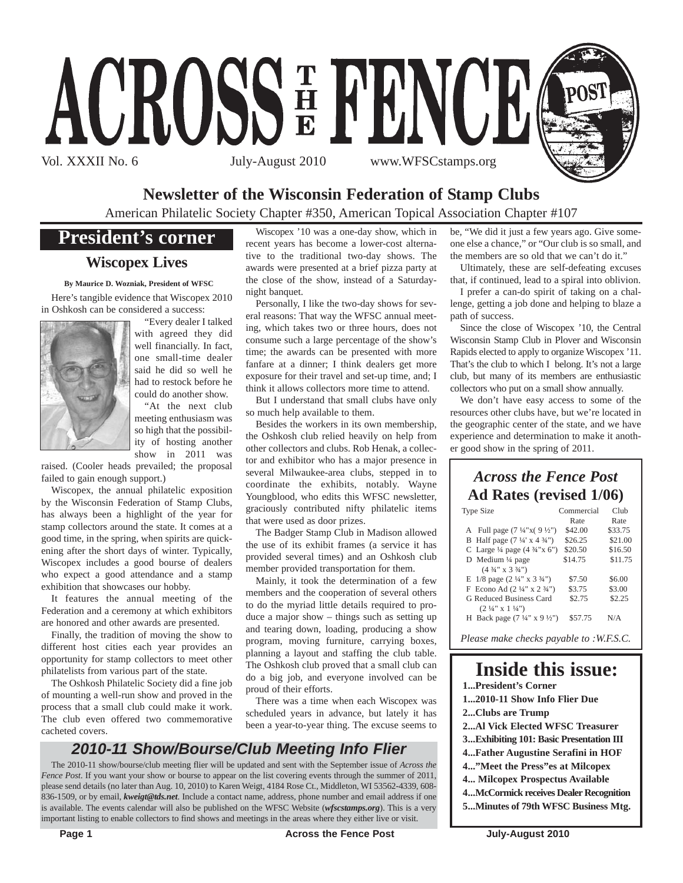# ACROSS THE FENCE POST

Vol. XXXII No. 6 July-August 2010 www.WFSCstamps.org

## Newsletter of the Wisconsin Federation of Stamp Clubs

American Philatelic Society Chapter #350, American Topical Association Chapter #107

## President's corner

### Wiscopex Lives

**By Maurice D. Wozniak, President of WFSC**

Here's tangible evidence that Wiscopex 2010 in Oshkosh can be considered a success:

"Every dealer I talked with agreed they did well financially. In fact, one small-time dealer said he did so well he had to restock before he could do another show.

"At the next club meeting enthusiasm was so high that the possibility of hosting another show in 2011 was raised. (Cooler heads prevailed; the proposal failed to gain enough support.)

Wiscopex, the annual philatelic exposition by the Wisconsin Federation of Stamp Clubs, has always been a highlight of the year for stamp collectors around the state. It comes at a good time, in the spring, when spirits are quickening after the short days of winter. Typically, Wiscopex includes a good bourse of dealers who expect a good attendance and a stamp exhibition that showcases our hobby.

It features the annual meeting of the Federation and a ceremony at which exhibitors are honored and other awards are presented.

Finally, the tradition of moving the show to different host cities each year provides an opportunity for stamp collectors to meet other philatelists from various part of the state.

The Oshkosh Philatelic Society did a fine job of mounting a well-run show and proved in the process that a small club could make it work. The club even offered two commemorative cacheted covers.

Wiscopex '10 was a one-day show, which in recent years has become a lower-cost alternative to the traditional two-day shows. The awards were presented at a brief pizza party at the close of the show, instead of a Saturday-night banquet.

Personally, I like the two-day shows for several reasons: That way the WFSC annual meeting, which takes two or three hours, does not consume such a large percentage of the show's time; the awards can be presented with more fanfare at a dinner; I think dealers get more exposure for their travel and set-up time, and; I think it allows collectors more time to attend.

But I understand that small clubs have only so much help available to them.

Besides the workers in its own membership, the Oshkosh club relied heavily on help from other collectors and clubs. Rob Henak, a collector and exhibitor who has a major presence in several Milwaukee-area clubs, stepped in to coordinate the exhibits, notably. Wayne Youngblood, who edits this WFSC newsletter, graciously contributed nifty philatelic items that were used as door prizes.

The Badger Stamp Club in Madison allowed the use of its exhibit frames (a service it has provided several times) and an Oshkosh club member provided transportation for them.

Mainly, it took the determination of a few members and the cooperation of several others to do the myriad little details required to produce a major show – things such as setting up and tearing down, loading, producing a show program, moving furniture, carrying boxes, planning a layout and staffing the club table. The Oshkosh club proved that a small club can do a big job, and everyone involved can be proud of their efforts.

There was a time when each Wiscopex was scheduled years in advance, but lately it has been a year-to-year thing. The excuse seems to be, "We did it just a few years ago. Give someone else a chance," or "Our club is so small, and the members are so old that we can't do it."

Ultimately, these are self-defeating excuses that, if continued, lead to a spiral into oblivion.

I prefer a can-do spirit of taking on a challenge, getting a job done and helping to blaze a path of success.

Since the close of Wiscopex '10, the Central Wisconsin Stamp Club in Plover and Wisconsin Rapids elected to apply to organize Wiscopex '11. That's the club to which I belong. It's not a large club, but many of its members are enthusiastic collectors who put on a small show annually.

We don't have easy access to some of the resources other clubs have, but we're located in the geographic center of the state, and we have experience and determination to make it another good show in the spring of 2011.

## *Across the Fence Post* Ad Rates (revised 1/06)

| Type Size | Commercial Rate | Club Rate |
|---|---|---|
| A Full page (7 ¼"x( 9 ½") | $42.00 | $33.75 |
| B Half page (7 ¼' x 4 ¾") | $26.25 | $21.00 |
| C Large ¼ page (4 ¾"x 6") | $20.50 | $16.50 |
| D Medium ¼ page (4 ¾" x 3 ¾") | $14.75 | $11.75 |
| E 1/8 page (2 ¼" x 3 ¾") | $7.50 | $6.00 |
| F Econo Ad (2 ¼" x 2 ¾") | $3.75 | $3.00 |
| G Reduced Business Card (2 ¼" x 1 ¼") | $2.75 | $2.25 |
| H Back page (7 ¼" x 9 ½") | $57.75 | N/A |

*Please make checks payable to :W.F.S.C.*

## Inside this issue:

**1...President's Corner**
**1...2010-11 Show Info Flier Due**
**2...Clubs are Trump**
**2...Al Vick Elected WFSC Treasurer**
**3...Exhibiting 101: Basic Presentation III**
**4...Father Augustine Serafini in HOF**
**4..."Meet the Press"es at Milcopex**
**4... Milcopex Prospectus Available**
**4...McCormick receives Dealer Recognition**
**5...Minutes of 79th WFSC Business Mtg.**

## *2010-11 Show/Bourse/Club Meeting Info Flier*

The 2010-11 show/bourse/club meeting flier will be updated and sent with the September issue of *Across the Fence Post*. If you want your show or bourse to appear on the list covering events through the summer of 2011, please send details (no later than Aug. 10, 2010) to Karen Weigt, 4184 Rose Ct., Middleton, WI 53562-4339, 608-836-1509, or by email, ***kweigt@tds.net***. Include a contact name, address, phone number and email address if one is available. The events calendar will also be published on the WFSC Website (***wfscstamps.org***). This is a very important listing to enable collectors to find shows and meetings in the areas where they either live or visit.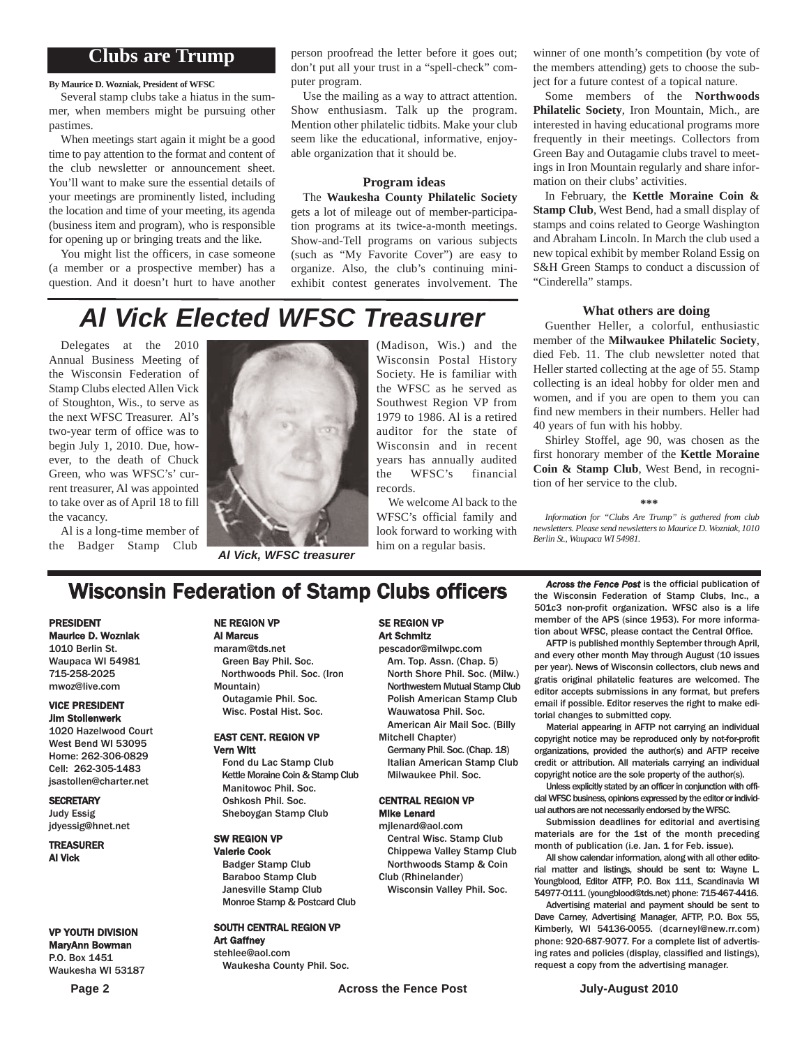## Clubs are Trump

**By Maurice D. Wozniak, President of WFSC**

Several stamp clubs take a hiatus in the summer, when members might be pursuing other pastimes.

When meetings start again it might be a good time to pay attention to the format and content of the club newsletter or announcement sheet. You'll want to make sure the essential details of your meetings are prominently listed, including the location and time of your meeting, its agenda (business item and program), who is responsible for opening up or bringing treats and the like.

You might list the officers, in case someone (a member or a prospective member) has a question. And it doesn't hurt to have another person proofread the letter before it goes out; don't put all your trust in a "spell-check" computer program.

Use the mailing as a way to attract attention. Show enthusiasm. Talk up the program. Mention other philatelic tidbits. Make your club seem like the educational, informative, enjoyable organization that it should be.

### Program ideas

The **Waukesha County Philatelic Society** gets a lot of mileage out of member-participation programs at its twice-a-month meetings. Show-and-Tell programs on various subjects (such as "My Favorite Cover") are easy to organize. Also, the club's continuing mini-exhibit contest generates involvement. The winner of one month's competition (by vote of the members attending) gets to choose the subject for a future contest of a topical nature.

Some members of the **Northwoods Philatelic Society**, Iron Mountain, Mich., are interested in having educational programs more frequently in their meetings. Collectors from Green Bay and Outagamie clubs travel to meetings in Iron Mountain regularly and share information on their clubs' activities.

In February, the **Kettle Moraine Coin & Stamp Club**, West Bend, had a small display of stamps and coins related to George Washington and Abraham Lincoln. In March the club used a new topical exhibit by member Roland Essig on S&H Green Stamps to conduct a discussion of "Cinderella" stamps.

### What others are doing

Guenther Heller, a colorful, enthusiastic member of the **Milwaukee Philatelic Society**, died Feb. 11. The club newsletter noted that Heller started collecting at the age of 55. Stamp collecting is an ideal hobby for older men and women, and if you are open to them you can find new members in their numbers. Heller had 40 years of fun with his hobby.

Shirley Stoffel, age 90, was chosen as the first honorary member of the **Kettle Moraine Coin & Stamp Club**, West Bend, in recognition of her service to the club.

\*\*\*

*Information for "Clubs Are Trump" is gathered from club newsletters. Please send newsletters to Maurice D. Wozniak, 1010 Berlin St., Waupaca WI 54981.*

## Al Vick Elected WFSC Treasurer

Delegates at the 2010 Annual Business Meeting of the Wisconsin Federation of Stamp Clubs elected Allen Vick of Stoughton, Wis., to serve as the next WFSC Treasurer. Al's two-year term of office was to begin July 1, 2010. Due, however, to the death of Chuck Green, who was WFSC's' current treasurer, Al was appointed to take over as of April 18 to fill the vacancy.

Al is a long-time member of the Badger Stamp Club (Madison, Wis.) and the Wisconsin Postal History Society. He is familiar with the WFSC as he served as Southwest Region VP from 1979 to 1986. Al is a retired auditor for the state of Wisconsin and in recent years has annually audited the WFSC's financial records.

We welcome Al back to the WFSC's official family and look forward to working with him on a regular basis.

*Al Vick, WFSC treasurer*

## Wisconsin Federation of Stamp Clubs officers

**PRESIDENT**
**Maurice D. Wozniak**
1010 Berlin St.
Waupaca WI 54981
715-258-2025
mwoz@live.com

**VICE PRESIDENT**
**Jim Stollenwerk**
1020 Hazelwood Court
West Bend WI 53095
Home: 262-306-0829
Cell: 262-305-1483
jsastollen@charter.net

**SECRETARY**
Judy Essig
jdyessig@hnet.net

**TREASURER**
**Al Vick**

**VP YOUTH DIVISION**
**MaryAnn Bowman**
P.O. Box 1451
Waukesha WI 53187

**NE REGION VP**
**Al Marcus**
maram@tds.net
Green Bay Phil. Soc.
Northwoods Phil. Soc. (Iron Mountain)
Outagamie Phil. Soc.
Wisc. Postal Hist. Soc.

**EAST CENT. REGION VP**
**Vern Witt**
Fond du Lac Stamp Club
Kettle Moraine Coin & Stamp Club
Manitowoc Phil. Soc.
Oshkosh Phil. Soc.
Sheboygan Stamp Club

**SW REGION VP**
**Valerie Cook**
Badger Stamp Club
Baraboo Stamp Club
Janesville Stamp Club
Monroe Stamp & Postcard Club

**SOUTH CENTRAL REGION VP**
**Art Gaffney**
stehlee@aol.com
Waukesha County Phil. Soc.

**SE REGION VP**
**Art Schmitz**
pescador@milwpc.com
Am. Top. Assn. (Chap. 5)
North Shore Phil. Soc. (Milw.)
Northwestern Mutual Stamp Club
Polish American Stamp Club
Wauwatosa Phil. Soc.
American Air Mail Soc. (Billy Mitchell Chapter)
Germany Phil. Soc. (Chap. 18)
Italian American Stamp Club
Milwaukee Phil. Soc.

**CENTRAL REGION VP**
**Mike Lenard**
mjlenard@aol.com
Central Wisc. Stamp Club
Chippewa Valley Stamp Club
Northwoods Stamp & Coin Club (Rhinelander)
Wisconsin Valley Phil. Soc.

***Across the Fence Post*** is the official publication of the Wisconsin Federation of Stamp Clubs, Inc., a 501c3 non-profit organization. WFSC also is a life member of the APS (since 1953). For more information about WFSC, please contact the Central Office.

AFTP is published monthly September through April, and every other month May through August (10 issues per year). News of Wisconsin collectors, club news and gratis original philatelic features are welcomed. The editor accepts submissions in any format, but prefers email if possible. Editor reserves the right to make editorial changes to submitted copy.

Material appearing in AFTP not carrying an individual copyright notice may be reproduced only by not-for-profit organizations, provided the author(s) and AFTP receive credit or attribution. All materials carrying an individual copyright notice are the sole property of the author(s).

Unless explicitly stated by an officer in conjunction with official WFSC business, opinions expressed by the editor or individual authors are not necessarily endorsed by the WFSC.

Submission deadlines for editorial and avertising materials are for the 1st of the month preceding month of publication (i.e. Jan. 1 for Feb. issue).

All show calendar information, along with all other editorial matter and listings, should be sent to: Wayne L. Youngblood, Editor ATFP, P.O. Box 111, Scandinavia WI 54977-0111. (youngblood@tds.net) phone: 715-467-4416.

Advertising material and payment should be sent to Dave Carney, Advertising Manager, AFTP, P.O. Box 55, Kimberly, WI 54136-0055. (dcarneyl@new.rr.com) phone: 920-687-9077. For a complete list of advertising rates and policies (display, classified and listings), request a copy from the advertising manager.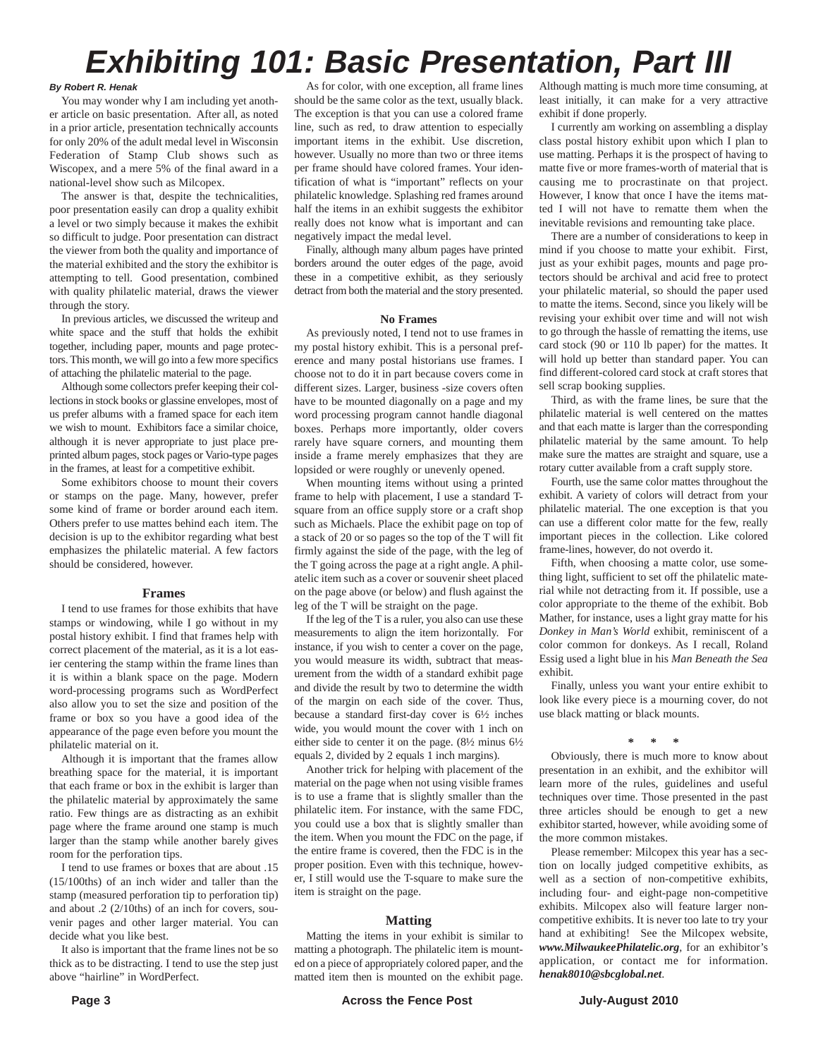# Exhibiting 101: Basic Presentation, Part III

***By Robert R. Henak***

You may wonder why I am including yet another article on basic presentation. After all, as noted in a prior article, presentation technically accounts for only 20% of the adult medal level in Wisconsin Federation of Stamp Club shows such as Wiscopex, and a mere 5% of the final award in a national-level show such as Milcopex.

The answer is that, despite the technicalities, poor presentation easily can drop a quality exhibit a level or two simply because it makes the exhibit so difficult to judge. Poor presentation can distract the viewer from both the quality and importance of the material exhibited and the story the exhibitor is attempting to tell. Good presentation, combined with quality philatelic material, draws the viewer through the story.

In previous articles, we discussed the writeup and white space and the stuff that holds the exhibit together, including paper, mounts and page protectors. This month, we will go into a few more specifics of attaching the philatelic material to the page.

Although some collectors prefer keeping their collections in stock books or glassine envelopes, most of us prefer albums with a framed space for each item we wish to mount. Exhibitors face a similar choice, although it is never appropriate to just place preprinted album pages, stock pages or Vario-type pages in the frames, at least for a competitive exhibit.

Some exhibitors choose to mount their covers or stamps on the page. Many, however, prefer some kind of frame or border around each item. Others prefer to use mattes behind each item. The decision is up to the exhibitor regarding what best emphasizes the philatelic material. A few factors should be considered, however.

## Frames

I tend to use frames for those exhibits that have stamps or windowing, while I go without in my postal history exhibit. I find that frames help with correct placement of the material, as it is a lot easier centering the stamp within the frame lines than it is within a blank space on the page. Modern word-processing programs such as WordPerfect also allow you to set the size and position of the frame or box so you have a good idea of the appearance of the page even before you mount the philatelic material on it.

Although it is important that the frames allow breathing space for the material, it is important that each frame or box in the exhibit is larger than the philatelic material by approximately the same ratio. Few things are as distracting as an exhibit page where the frame around one stamp is much larger than the stamp while another barely gives room for the perforation tips.

I tend to use frames or boxes that are about .15 (15/100ths) of an inch wider and taller than the stamp (measured perforation tip to perforation tip) and about .2 (2/10ths) of an inch for covers, souvenir pages and other larger material. You can decide what you like best.

It also is important that the frame lines not be so thick as to be distracting. I tend to use the step just above "hairline" in WordPerfect.

As for color, with one exception, all frame lines should be the same color as the text, usually black. The exception is that you can use a colored frame line, such as red, to draw attention to especially important items in the exhibit. Use discretion, however. Usually no more than two or three items per frame should have colored frames. Your identification of what is "important" reflects on your philatelic knowledge. Splashing red frames around half the items in an exhibit suggests the exhibitor really does not know what is important and can negatively impact the medal level.

Finally, although many album pages have printed borders around the outer edges of the page, avoid these in a competitive exhibit, as they seriously detract from both the material and the story presented.

## No Frames

As previously noted, I tend not to use frames in my postal history exhibit. This is a personal preference and many postal historians use frames. I choose not to do it in part because covers come in different sizes. Larger, business -size covers often have to be mounted diagonally on a page and my word processing program cannot handle diagonal boxes. Perhaps more importantly, older covers rarely have square corners, and mounting them inside a frame merely emphasizes that they are lopsided or were roughly or unevenly opened.

When mounting items without using a printed frame to help with placement, I use a standard T-square from an office supply store or a craft shop such as Michaels. Place the exhibit page on top of a stack of 20 or so pages so the top of the T will fit firmly against the side of the page, with the leg of the T going across the page at a right angle. A philatelic item such as a cover or souvenir sheet placed on the page above (or below) and flush against the leg of the T will be straight on the page.

If the leg of the T is a ruler, you also can use these measurements to align the item horizontally. For instance, if you wish to center a cover on the page, you would measure its width, subtract that measurement from the width of a standard exhibit page and divide the result by two to determine the width of the margin on each side of the cover. Thus, because a standard first-day cover is 6½ inches wide, you would mount the cover with 1 inch on either side to center it on the page. (8½ minus 6½ equals 2, divided by 2 equals 1 inch margins).

Another trick for helping with placement of the material on the page when not using visible frames is to use a frame that is slightly smaller than the philatelic item. For instance, with the same FDC, you could use a box that is slightly smaller than the item. When you mount the FDC on the page, if the entire frame is covered, then the FDC is in the proper position. Even with this technique, however, I still would use the T-square to make sure the item is straight on the page.

## Matting

Matting the items in your exhibit is similar to matting a photograph. The philatelic item is mounted on a piece of appropriately colored paper, and the matted item then is mounted on the exhibit page. Although matting is much more time consuming, at least initially, it can make for a very attractive exhibit if done properly.

I currently am working on assembling a display class postal history exhibit upon which I plan to use matting. Perhaps it is the prospect of having to matte five or more frames-worth of material that is causing me to procrastinate on that project. However, I know that once I have the items matted I will not have to rematte them when the inevitable revisions and remounting take place.

There are a number of considerations to keep in mind if you choose to matte your exhibit. First, just as your exhibit pages, mounts and page protectors should be archival and acid free to protect your philatelic material, so should the paper used to matte the items. Second, since you likely will be revising your exhibit over time and will not wish to go through the hassle of rematting the items, use card stock (90 or 110 lb paper) for the mattes. It will hold up better than standard paper. You can find different-colored card stock at craft stores that sell scrap booking supplies.

Third, as with the frame lines, be sure that the philatelic material is well centered on the mattes and that each matte is larger than the corresponding philatelic material by the same amount. To help make sure the mattes are straight and square, use a rotary cutter available from a craft supply store.

Fourth, use the same color mattes throughout the exhibit. A variety of colors will detract from your philatelic material. The one exception is that you can use a different color matte for the few, really important pieces in the collection. Like colored frame-lines, however, do not overdo it.

Fifth, when choosing a matte color, use something light, sufficient to set off the philatelic material while not detracting from it. If possible, use a color appropriate to the theme of the exhibit. Bob Mather, for instance, uses a light gray matte for his *Donkey in Man's World* exhibit, reminiscent of a color common for donkeys. As I recall, Roland Essig used a light blue in his *Man Beneath the Sea* exhibit.

Finally, unless you want your entire exhibit to look like every piece is a mourning cover, do not use black matting or black mounts.

\* \* \*

Obviously, there is much more to know about presentation in an exhibit, and the exhibitor will learn more of the rules, guidelines and useful techniques over time. Those presented in the past three articles should be enough to get a new exhibitor started, however, while avoiding some of the more common mistakes.

Please remember: Milcopex this year has a section on locally judged competitive exhibits, as well as a section of non-competitive exhibits, including four- and eight-page non-competitive exhibits. Milcopex also will feature larger non-competitive exhibits. It is never too late to try your hand at exhibiting! See the Milcopex website, ***www.MilwaukeePhilatelic.org***, for an exhibitor's application, or contact me for information. ***henak8010@sbcglobal.net***.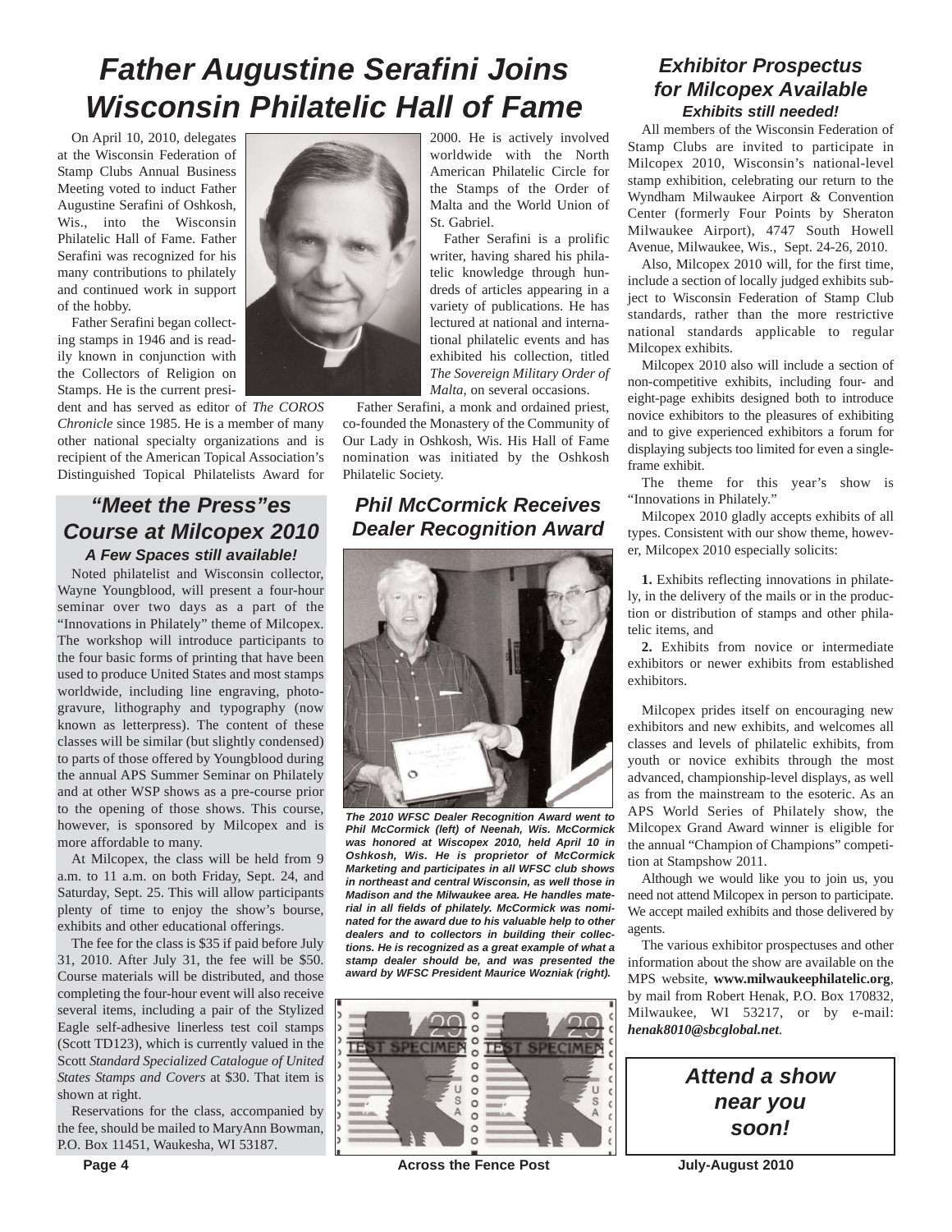# Father Augustine Serafini Joins Wisconsin Philatelic Hall of Fame

On April 10, 2010, delegates at the Wisconsin Federation of Stamp Clubs Annual Business Meeting voted to induct Father Augustine Serafini of Oshkosh, Wis., into the Wisconsin Philatelic Hall of Fame. Father Serafini was recognized for his many contributions to philately and continued work in support of the hobby.

Father Serafini began collecting stamps in 1946 and is readily known in conjunction with the Collectors of Religion on Stamps. He is the current president and has served as editor of *The COROS Chronicle* since 1985. He is a member of many other national specialty organizations and is recipient of the American Topical Association's Distinguished Topical Philatelists Award for 2000. He is actively involved worldwide with the North American Philatelic Circle for the Stamps of the Order of Malta and the World Union of St. Gabriel.

Father Serafini is a prolific writer, having shared his philatelic knowledge through hundreds of articles appearing in a variety of publications. He has lectured at national and international philatelic events and has exhibited his collection, titled *The Sovereign Military Order of Malta*, on several occasions.

Father Serafini, a monk and ordained priest, co-founded the Monastery of the Community of Our Lady in Oshkosh, Wis. His Hall of Fame nomination was initiated by the Oshkosh Philatelic Society.

## "Meet the Press"es Course at Milcopex 2010

### A Few Spaces still available!

Noted philatelist and Wisconsin collector, Wayne Youngblood, will present a four-hour seminar over two days as a part of the "Innovations in Philately" theme of Milcopex. The workshop will introduce participants to the four basic forms of printing that have been used to produce United States and most stamps worldwide, including line engraving, photogravure, lithography and typography (now known as letterpress). The content of these classes will be similar (but slightly condensed) to parts of those offered by Youngblood during the annual APS Summer Seminar on Philately and at other WSP shows as a pre-course prior to the opening of those shows. This course, however, is sponsored by Milcopex and is more affordable to many.

At Milcopex, the class will be held from 9 a.m. to 11 a.m. on both Friday, Sept. 24, and Saturday, Sept. 25. This will allow participants plenty of time to enjoy the show's bourse, exhibits and other educational offerings.

The fee for the class is $35 if paid before July 31, 2010. After July 31, the fee will be $50. Course materials will be distributed, and those completing the four-hour event will also receive several items, including a pair of the Stylized Eagle self-adhesive linerless test coil stamps (Scott TD123), which is currently valued in the Scott *Standard Specialized Catalogue of United States Stamps and Covers* at $30. That item is shown at right.

Reservations for the class, accompanied by the fee, should be mailed to MaryAnn Bowman, P.O. Box 11451, Waukesha, WI 53187.

## Phil McCormick Receives Dealer Recognition Award

***The 2010 WFSC Dealer Recognition Award went to Phil McCormick (left) of Neenah, Wis. McCormick was honored at Wiscopex 2010, held April 10 in Oshkosh, Wis. He is proprietor of McCormick Marketing and participates in all WFSC club shows in northeast and central Wisconsin, as well those in Madison and the Milwaukee area. He handles material in all fields of philately. McCormick was nominated for the award due to his valuable help to other dealers and to collectors in building their collections. He is recognized as a great example of what a stamp dealer should be, and was presented the award by WFSC President Maurice Wozniak (right).***

## Exhibitor Prospectus for Milcopex Available

### Exhibits still needed!

All members of the Wisconsin Federation of Stamp Clubs are invited to participate in Milcopex 2010, Wisconsin's national-level stamp exhibition, celebrating our return to the Wyndham Milwaukee Airport & Convention Center (formerly Four Points by Sheraton Milwaukee Airport), 4747 South Howell Avenue, Milwaukee, Wis., Sept. 24-26, 2010.

Also, Milcopex 2010 will, for the first time, include a section of locally judged exhibits subject to Wisconsin Federation of Stamp Club standards, rather than the more restrictive national standards applicable to regular Milcopex exhibits.

Milcopex 2010 also will include a section of non-competitive exhibits, including four- and eight-page exhibits designed both to introduce novice exhibitors to the pleasures of exhibiting and to give experienced exhibitors a forum for displaying subjects too limited for even a single-frame exhibit.

The theme for this year's show is "Innovations in Philately."

Milcopex 2010 gladly accepts exhibits of all types. Consistent with our show theme, however, Milcopex 2010 especially solicits:

**1.** Exhibits reflecting innovations in philately, in the delivery of the mails or in the production or distribution of stamps and other philatelic items, and

**2.** Exhibits from novice or intermediate exhibitors or newer exhibits from established exhibitors.

Milcopex prides itself on encouraging new exhibitors and new exhibits, and welcomes all classes and levels of philatelic exhibits, from youth or novice exhibits through the most advanced, championship-level displays, as well as from the mainstream to the esoteric. As an APS World Series of Philately show, the Milcopex Grand Award winner is eligible for the annual "Champion of Champions" competition at Stampshow 2011.

Although we would like you to join us, you need not attend Milcopex in person to participate. We accept mailed exhibits and those delivered by agents.

The various exhibitor prospectuses and other information about the show are available on the MPS website, **www.milwaukeephilatelic.org**, by mail from Robert Henak, P.O. Box 170832, Milwaukee, WI 53217, or by e-mail: ***henak8010@sbcglobal.net***.

**Attend a show near you soon!**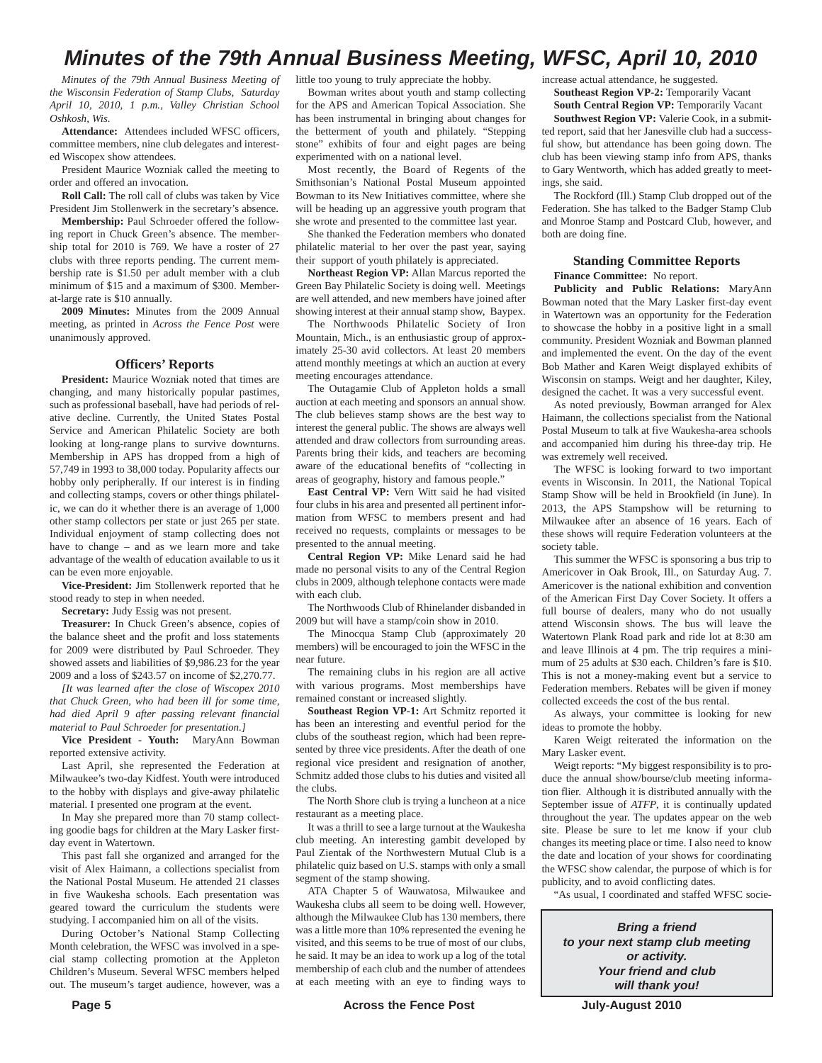# Minutes of the 79th Annual Business Meeting, WFSC, April 10, 2010

*Minutes of the 79th Annual Business Meeting of the Wisconsin Federation of Stamp Clubs, Saturday April 10, 2010, 1 p.m., Valley Christian School Oshkosh, Wis.*

**Attendance:** Attendees included WFSC officers, committee members, nine club delegates and interested Wiscopex show attendees.

President Maurice Wozniak called the meeting to order and offered an invocation.

**Roll Call:** The roll call of clubs was taken by Vice President Jim Stollenwerk in the secretary's absence.

**Membership:** Paul Schroeder offered the following report in Chuck Green's absence. The membership total for 2010 is 769. We have a roster of 27 clubs with three reports pending. The current membership rate is $1.50 per adult member with a club minimum of $15 and a maximum of $300. Member-at-large rate is $10 annually.

**2009 Minutes:** Minutes from the 2009 Annual meeting, as printed in *Across the Fence Post* were unanimously approved.

### Officers' Reports

**President:** Maurice Wozniak noted that times are changing, and many historically popular pastimes, such as professional baseball, have had periods of relative decline. Currently, the United States Postal Service and American Philatelic Society are both looking at long-range plans to survive downturns. Membership in APS has dropped from a high of 57,749 in 1993 to 38,000 today. Popularity affects our hobby only peripherally. If our interest is in finding and collecting stamps, covers or other things philatelic, we can do it whether there is an average of 1,000 other stamp collectors per state or just 265 per state. Individual enjoyment of stamp collecting does not have to change – and as we learn more and take advantage of the wealth of education available to us it can be even more enjoyable.

**Vice-President:** Jim Stollenwerk reported that he stood ready to step in when needed.

**Secretary:** Judy Essig was not present.

**Treasurer:** In Chuck Green's absence, copies of the balance sheet and the profit and loss statements for 2009 were distributed by Paul Schroeder. They showed assets and liabilities of $9,986.23 for the year 2009 and a loss of $243.57 on income of $2,270.77.

*[It was learned after the close of Wiscopex 2010 that Chuck Green, who had been ill for some time, had died April 9 after passing relevant financial material to Paul Schroeder for presentation.]*

**Vice President - Youth:** MaryAnn Bowman reported extensive activity.

Last April, she represented the Federation at Milwaukee's two-day Kidfest. Youth were introduced to the hobby with displays and give-away philatelic material. I presented one program at the event.

In May she prepared more than 70 stamp collecting goodie bags for children at the Mary Lasker first-day event in Watertown.

This past fall she organized and arranged for the visit of Alex Haimann, a collections specialist from the National Postal Museum. He attended 21 classes in five Waukesha schools. Each presentation was geared toward the curriculum the students were studying. I accompanied him on all of the visits.

During October's National Stamp Collecting Month celebration, the WFSC was involved in a special stamp collecting promotion at the Appleton Children's Museum. Several WFSC members helped out. The museum's target audience, however, was a little too young to truly appreciate the hobby.

Bowman writes about youth and stamp collecting for the APS and American Topical Association. She has been instrumental in bringing about changes for the betterment of youth and philately. "Stepping stone" exhibits of four and eight pages are being experimented with on a national level.

Most recently, the Board of Regents of the Smithsonian's National Postal Museum appointed Bowman to its New Initiatives committee, where she will be heading up an aggressive youth program that she wrote and presented to the committee last year.

She thanked the Federation members who donated philatelic material to her over the past year, saying their support of youth philately is appreciated.

**Northeast Region VP:** Allan Marcus reported the Green Bay Philatelic Society is doing well. Meetings are well attended, and new members have joined after showing interest at their annual stamp show, Baypex.

The Northwoods Philatelic Society of Iron Mountain, Mich., is an enthusiastic group of approximately 25-30 avid collectors. At least 20 members attend monthly meetings at which an auction at every meeting encourages attendance.

The Outagamie Club of Appleton holds a small auction at each meeting and sponsors an annual show. The club believes stamp shows are the best way to interest the general public. The shows are always well attended and draw collectors from surrounding areas. Parents bring their kids, and teachers are becoming aware of the educational benefits of "collecting in areas of geography, history and famous people."

**East Central VP:** Vern Witt said he had visited four clubs in his area and presented all pertinent information from WFSC to members present and had received no requests, complaints or messages to be presented to the annual meeting.

**Central Region VP:** Mike Lenard said he had made no personal visits to any of the Central Region clubs in 2009, although telephone contacts were made with each club.

The Northwoods Club of Rhinelander disbanded in 2009 but will have a stamp/coin show in 2010.

The Minocqua Stamp Club (approximately 20 members) will be encouraged to join the WFSC in the near future.

The remaining clubs in his region are all active with various programs. Most memberships have remained constant or increased slightly.

**Southeast Region VP-1:** Art Schmitz reported it has been an interesting and eventful period for the clubs of the southeast region, which had been represented by three vice presidents. After the death of one regional vice president and resignation of another, Schmitz added those clubs to his duties and visited all the clubs.

The North Shore club is trying a luncheon at a nice restaurant as a meeting place.

It was a thrill to see a large turnout at the Waukesha club meeting. An interesting gambit developed by Paul Zientak of the Northwestern Mutual Club is a philatelic quiz based on U.S. stamps with only a small segment of the stamp showing.

ATA Chapter 5 of Wauwatosa, Milwaukee and Waukesha clubs all seem to be doing well. However, although the Milwaukee Club has 130 members, there was a little more than 10% represented the evening he visited, and this seems to be true of most of our clubs, he said. It may be an idea to work up a log of the total membership of each club and the number of attendees at each meeting with an eye to finding ways to increase actual attendance, he suggested.

**Southeast Region VP-2:** Temporarily Vacant

**South Central Region VP:** Temporarily Vacant

**Southwest Region VP:** Valerie Cook, in a submitted report, said that her Janesville club had a successful show, but attendance has been going down. The club has been viewing stamp info from APS, thanks to Gary Wentworth, which has added greatly to meetings, she said.

The Rockford (Ill.) Stamp Club dropped out of the Federation. She has talked to the Badger Stamp Club and Monroe Stamp and Postcard Club, however, and both are doing fine.

### Standing Committee Reports

**Finance Committee:** No report.

**Publicity and Public Relations:** MaryAnn Bowman noted that the Mary Lasker first-day event in Watertown was an opportunity for the Federation to showcase the hobby in a positive light in a small community. President Wozniak and Bowman planned and implemented the event. On the day of the event Bob Mather and Karen Weigt displayed exhibits of Wisconsin on stamps. Weigt and her daughter, Kiley, designed the cachet. It was a very successful event.

As noted previously, Bowman arranged for Alex Haimann, the collections specialist from the National Postal Museum to talk at five Waukesha-area schools and accompanied him during his three-day trip. He was extremely well received.

The WFSC is looking forward to two important events in Wisconsin. In 2011, the National Topical Stamp Show will be held in Brookfield (in June). In 2013, the APS Stampshow will be returning to Milwaukee after an absence of 16 years. Each of these shows will require Federation volunteers at the society table.

This summer the WFSC is sponsoring a bus trip to Americover in Oak Brook, Ill., on Saturday Aug. 7. Americover is the national exhibition and convention of the American First Day Cover Society. It offers a full bourse of dealers, many who do not usually attend Wisconsin shows. The bus will leave the Watertown Plank Road park and ride lot at 8:30 am and leave Illinois at 4 pm. The trip requires a minimum of 25 adults at $30 each. Children's fare is $10. This is not a money-making event but a service to Federation members. Rebates will be given if money collected exceeds the cost of the bus rental.

As always, your committee is looking for new ideas to promote the hobby.

Karen Weigt reiterated the information on the Mary Lasker event.

Weigt reports: "My biggest responsibility is to produce the annual show/bourse/club meeting information flier. Although it is distributed annually with the September issue of *ATFP*, it is continually updated throughout the year. The updates appear on the web site. Please be sure to let me know if your club changes its meeting place or time. I also need to know the date and location of your shows for coordinating the WFSC show calendar, the purpose of which is for publicity, and to avoid conflicting dates.

"As usual, I coordinated and staffed WFSC socie-

***Bring a friend to your next stamp club meeting or activity. Your friend and club will thank you!***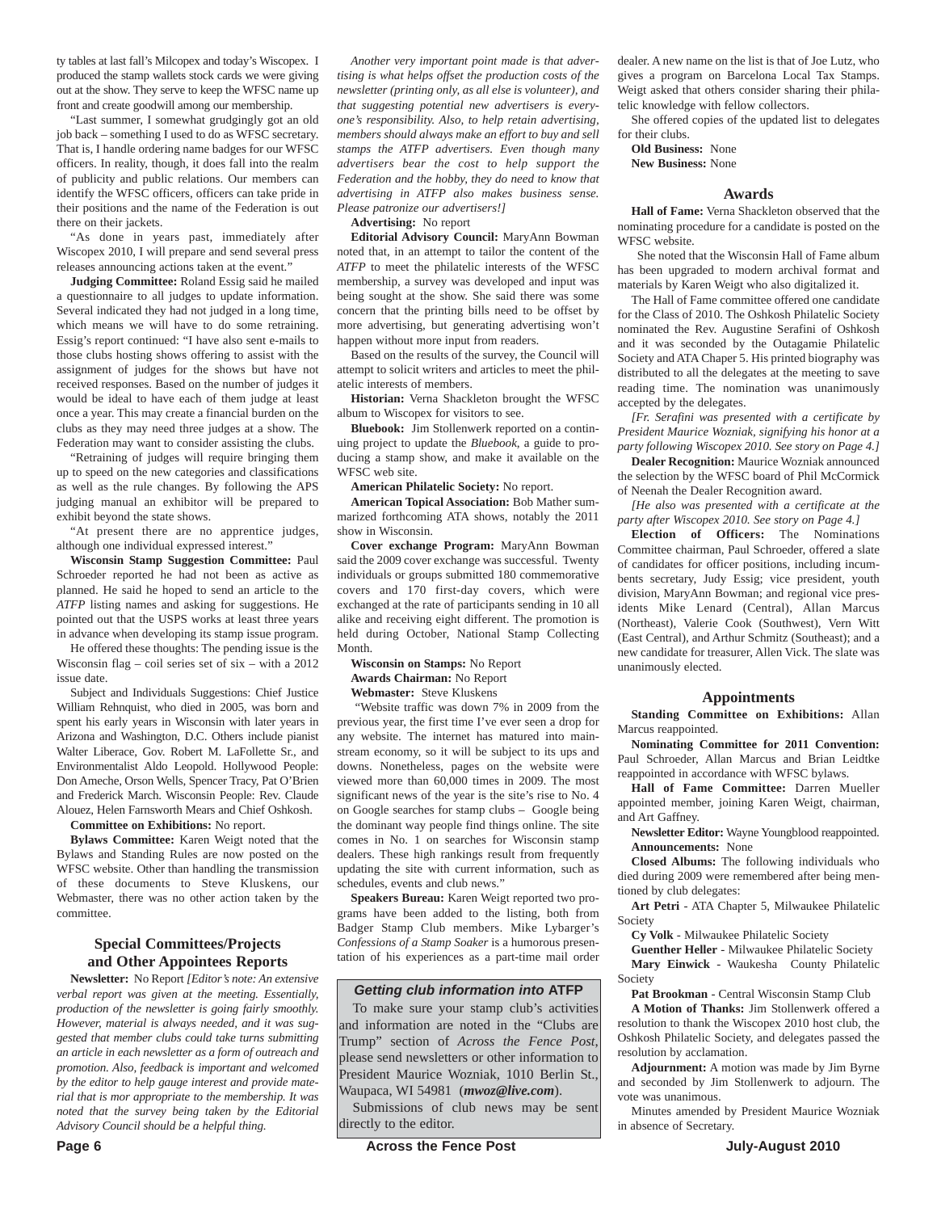ty tables at last fall's Milcopex and today's Wiscopex. I produced the stamp wallets stock cards we were giving out at the show. They serve to keep the WFSC name up front and create goodwill among our membership.

"Last summer, I somewhat grudgingly got an old job back – something I used to do as WFSC secretary. That is, I handle ordering name badges for our WFSC officers. In reality, though, it does fall into the realm of publicity and public relations. Our members can identify the WFSC officers, officers can take pride in their positions and the name of the Federation is out there on their jackets.

"As done in years past, immediately after Wiscopex 2010, I will prepare and send several press releases announcing actions taken at the event."

**Judging Committee:** Roland Essig said he mailed a questionnaire to all judges to update information. Several indicated they had not judged in a long time, which means we will have to do some retraining. Essig's report continued: "I have also sent e-mails to those clubs hosting shows offering to assist with the assignment of judges for the shows but have not received responses. Based on the number of judges it would be ideal to have each of them judge at least once a year. This may create a financial burden on the clubs as they may need three judges at a show. The Federation may want to consider assisting the clubs.

"Retraining of judges will require bringing them up to speed on the new categories and classifications as well as the rule changes. By following the APS judging manual an exhibitor will be prepared to exhibit beyond the state shows.

"At present there are no apprentice judges, although one individual expressed interest."

**Wisconsin Stamp Suggestion Committee:** Paul Schroeder reported he had not been as active as planned. He said he hoped to send an article to the *ATFP* listing names and asking for suggestions. He pointed out that the USPS works at least three years in advance when developing its stamp issue program.

He offered these thoughts: The pending issue is the Wisconsin flag – coil series set of six – with a 2012 issue date.

Subject and Individuals Suggestions: Chief Justice William Rehnquist, who died in 2005, was born and spent his early years in Wisconsin with later years in Arizona and Washington, D.C. Others include pianist Walter Liberace, Gov. Robert M. LaFollette Sr., and Environmentalist Aldo Leopold. Hollywood People: Don Ameche, Orson Wells, Spencer Tracy, Pat O'Brien and Frederick March. Wisconsin People: Rev. Claude Alouez, Helen Farnsworth Mears and Chief Oshkosh.

**Committee on Exhibitions:** No report.

**Bylaws Committee:** Karen Weigt noted that the Bylaws and Standing Rules are now posted on the WFSC website. Other than handling the transmission of these documents to Steve Kluskens, our Webmaster, there was no other action taken by the committee.

## Special Committees/Projects and Other Appointees Reports

**Newsletter:** No Report *[Editor's note: An extensive verbal report was given at the meeting. Essentially, production of the newsletter is going fairly smoothly. However, material is always needed, and it was suggested that member clubs could take turns submitting an article in each newsletter as a form of outreach and promotion. Also, feedback is important and welcomed by the editor to help gauge interest and provide material that is mor appropriate to the membership. It was noted that the survey being taken by the Editorial Advisory Council should be a helpful thing.*

*Another very important point made is that advertising is what helps offset the production costs of the newsletter (printing only, as all else is volunteer), and that suggesting potential new advertisers is everyone's responsibility. Also, to help retain advertising, members should always make an effort to buy and sell stamps the ATFP advertisers. Even though many advertisers bear the cost to help support the Federation and the hobby, they do need to know that advertising in ATFP also makes business sense. Please patronize our advertisers!]*

**Advertising:** No report

**Editorial Advisory Council:** MaryAnn Bowman noted that, in an attempt to tailor the content of the *ATFP* to meet the philatelic interests of the WFSC membership, a survey was developed and input was being sought at the show. She said there was some concern that the printing bills need to be offset by more advertising, but generating advertising won't happen without more input from readers.

Based on the results of the survey, the Council will attempt to solicit writers and articles to meet the philatelic interests of members.

**Historian:** Verna Shackleton brought the WFSC album to Wiscopex for visitors to see.

**Bluebook:** Jim Stollenwerk reported on a continuing project to update the *Bluebook*, a guide to producing a stamp show, and make it available on the WFSC web site.

**American Philatelic Society:** No report.

**American Topical Association:** Bob Mather summarized forthcoming ATA shows, notably the 2011 show in Wisconsin.

**Cover exchange Program:** MaryAnn Bowman said the 2009 cover exchange was successful. Twenty individuals or groups submitted 180 commemorative covers and 170 first-day covers, which were exchanged at the rate of participants sending in 10 all alike and receiving eight different. The promotion is held during October, National Stamp Collecting Month.

**Wisconsin on Stamps:** No Report

**Awards Chairman:** No Report

**Webmaster:** Steve Kluskens

"Website traffic was down 7% in 2009 from the previous year, the first time I've ever seen a drop for any website. The internet has matured into mainstream economy, so it will be subject to its ups and downs. Nonetheless, pages on the website were viewed more than 60,000 times in 2009. The most significant news of the year is the site's rise to No. 4 on Google searches for stamp clubs – Google being the dominant way people find things online. The site comes in No. 1 on searches for Wisconsin stamp dealers. These high rankings result from frequently updating the site with current information, such as schedules, events and club news."

**Speakers Bureau:** Karen Weigt reported two programs have been added to the listing, both from Badger Stamp Club members. Mike Lybarger's *Confessions of a Stamp Soaker* is a humorous presentation of his experiences as a part-time mail order dealer. A new name on the list is that of Joe Lutz, who gives a program on Barcelona Local Tax Stamps. Weigt asked that others consider sharing their philatelic knowledge with fellow collectors.

She offered copies of the updated list to delegates for their clubs.

**Old Business:** None

**New Business:** None

> ***Getting club information into* ATFP**
>
> To make sure your stamp club's activities and information are noted in the "Clubs are Trump" section of *Across the Fence Post*, please send newsletters or other information to President Maurice Wozniak, 1010 Berlin St., Waupaca, WI 54981 (***mwoz@live.com***).
>
> Submissions of club news may be sent directly to the editor.

## Awards

**Hall of Fame:** Verna Shackleton observed that the nominating procedure for a candidate is posted on the WFSC website.

She noted that the Wisconsin Hall of Fame album has been upgraded to modern archival format and materials by Karen Weigt who also digitalized it.

The Hall of Fame committee offered one candidate for the Class of 2010. The Oshkosh Philatelic Society nominated the Rev. Augustine Serafini of Oshkosh and it was seconded by the Outagamie Philatelic Society and ATA Chaper 5. His printed biography was distributed to all the delegates at the meeting to save reading time. The nomination was unanimously accepted by the delegates.

*[Fr. Serafini was presented with a certificate by President Maurice Wozniak, signifying his honor at a party following Wiscopex 2010. See story on Page 4.]*

**Dealer Recognition:** Maurice Wozniak announced the selection by the WFSC board of Phil McCormick of Neenah the Dealer Recognition award.

*[He also was presented with a certificate at the party after Wiscopex 2010. See story on Page 4.]*

**Election of Officers:** The Nominations Committee chairman, Paul Schroeder, offered a slate of candidates for officer positions, including incumbents secretary, Judy Essig; vice president, youth division, MaryAnn Bowman; and regional vice presidents Mike Lenard (Central), Allan Marcus (Northeast), Valerie Cook (Southwest), Vern Witt (East Central), and Arthur Schmitz (Southeast); and a new candidate for treasurer, Allen Vick. The slate was unanimously elected.

## Appointments

**Standing Committee on Exhibitions:** Allan Marcus reappointed.

**Nominating Committee for 2011 Convention:** Paul Schroeder, Allan Marcus and Brian Leidtke reappointed in accordance with WFSC bylaws.

**Hall of Fame Committee:** Darren Mueller appointed member, joining Karen Weigt, chairman, and Art Gaffney.

**Newsletter Editor:** Wayne Youngblood reappointed.

**Announcements:** None

**Closed Albums:** The following individuals who died during 2009 were remembered after being mentioned by club delegates:

**Art Petri** - ATA Chapter 5, Milwaukee Philatelic Society

**Cy Volk** - Milwaukee Philatelic Society

**Guenther Heller** - Milwaukee Philatelic Society

**Mary Einwick** - Waukesha County Philatelic Society

**Pat Brookman** - Central Wisconsin Stamp Club

**A Motion of Thanks:** Jim Stollenwerk offered a resolution to thank the Wiscopex 2010 host club, the Oshkosh Philatelic Society, and delegates passed the resolution by acclamation.

**Adjournment:** A motion was made by Jim Byrne and seconded by Jim Stollenwerk to adjourn. The vote was unanimous.

Minutes amended by President Maurice Wozniak in absence of Secretary.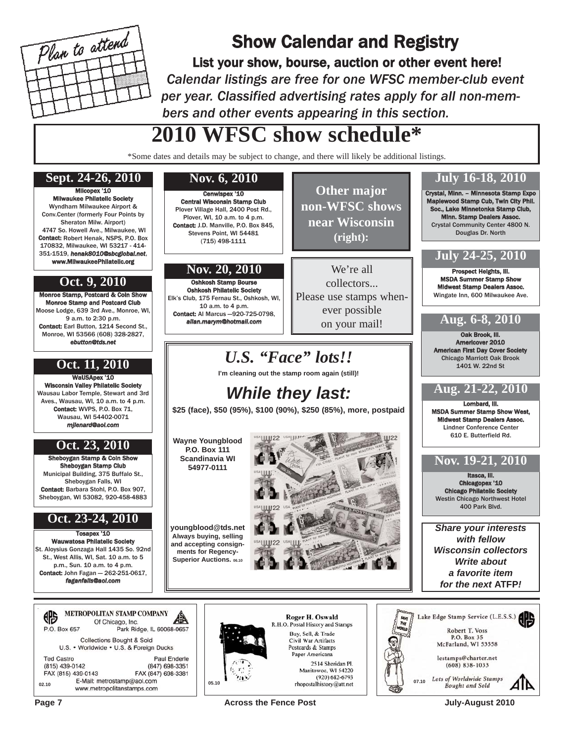Plan to attend

# Show Calendar and Registry

## List your show, bourse, auction or other event here!

*Calendar listings are free for one WFSC member-club event per year. Classified advertising rates apply for all non-members and other events appearing in this section.*

# 2010 WFSC show schedule*

*Some dates and details may be subject to change, and there will likely be additional listings.

### Sept. 24-26, 2010

**Milcopex '10**
**Milwaukee Philatelic Society**
Wyndham Milwaukee Airport & Conv.Center (formerly Four Points by Sheraton Milw. Airport)
4747 So. Howell Ave., Milwaukee, WI
**Contact:** Robert Henak, NSPS, P.O. Box 170832, Milwaukee, WI 53217 - 414-351-1519, *henak8010@sbcglobal.net*, **www.MilwaukeePhilatelic.org**

### Oct. 9, 2010

**Monroe Stamp, Postcard & Coin Show**
**Monroe Stamp and Postcard Club**
Moose Lodge, 639 3rd Ave., Monroe, WI, 9 a.m. to 2:30 p.m.
**Contact:** Earl Button, 1214 Second St., Monroe, WI 53566 (608) 328-2827, *ebutton@tds.net*

### Oct. 11, 2010

**WaUSApex '10**
**Wisconsin Valley Philatelic Society**
Wausau Labor Temple, Stewart and 3rd Aves., Wausau, WI, 10 a.m. to 4 p.m.
**Contact:** WVPS, P.O. Box 71, Wausau, WI 54402-0071
*mjlenard@aol.com*

### Oct. 23, 2010

**Sheboygan Stamp & Coin Show**
**Sheboygan Stamp Club**
Municipal Building, 375 Buffalo St., Sheboygan Falls, WI
**Contact:** Barbara Stohl, P.O. Box 907, Sheboygan, WI 53082, 920-458-4883

### Oct. 23-24, 2010

**Tosapex '10**
**Wauwatosa Philatelic Society**
St. Aloysius Gonzaga Hall 1435 So. 92nd St., West Allis, WI, Sat. 10 a.m. to 5 p.m., Sun. 10 a.m. to 4 p.m.
**Contact:** John Fagan — 262-251-0617, *faganfalls@aol.com*

### Nov. 6, 2010

**Cenwispex '10**
**Central Wisconsin Stamp Club**
Plover Village Hall, 2400 Post Rd., Plover, WI, 10 a.m. to 4 p.m.
**Contact:** J.D. Manville, P.O. Box 845, Stevens Point, WI 54481
(715) 498-1111

### Nov. 20, 2010

**Oshkosh Stamp Bourse**
**Oshkosh Philatelic Society**
Elk's Club, 175 Fernau St., Oshkosh, WI, 10 a.m. to 4 p.m.
**Contact:** Al Marcus —920-725-0798, *allan.marym@hotmail.com*

**Other major non-WFSC shows near Wisconsin (right):**

We're all collectors... Please use stamps whenever possible on your mail!

### July 16-18, 2010

**Crystal, Minn. – Minnesota Stamp Expo**
**Maplewood Stamp Cub, Twin City Phil. Soc., Lake Minnetonka Stamp Club, Minn. Stamp Dealers Assoc.**
Crystal Community Center 4800 N. Douglas Dr. North

### July 24-25, 2010

**Prospect Heights, Ill.**
**MSDA Summer Stamp Show**
**Midwest Stamp Dealers Assoc.**
Wingate Inn, 600 Milwaukee Ave.

### Aug. 6-8, 2010

**Oak Brook, Ill.**
**Americover 2010**
**American First Day Cover Society**
Chicago Marriott Oak Brook
1401 W. 22nd St

### Aug. 21-22, 2010

**Lombard, Ill.**
**MSDA Summer Stamp Show West,**
**Midwest Stamp Dealers Assoc.**
Lindner Conference Center
610 E. Butterfield Rd.

### Nov. 19-21, 2010

**Itasca, Ill.**
**Chicagopex '10**
**Chicago Philatelic Society**
Westin Chicago Northwest Hotel
400 Park Blvd.

***Share your interests with fellow Wisconsin collectors Write about a favorite item for the next* ATFP!**

---

## *U.S. "Face" lots!!*

**I'm cleaning out the stamp room again (still)!**

## *While they last:*

**$25 (face), $50 (95%), $100 (90%), $250 (85%), more, postpaid**

**Wayne Youngblood**
**P.O. Box 111**
**Scandinavia WI 54977-0111**

**youngblood@tds.net**
**Always buying, selling and accepting consignments for Regency-Superior Auctions.** 06.10

---

**METROPOLITAN STAMP COMPANY**
Of Chicago, Inc.
P.O. Box 657 Park Ridge, IL 60068-0657
Collections Bought & Sold
U.S. • Worldwide • U.S. & Foreign Ducks
Ted Castro (815) 439-0142 FAX (815) 439-0143
Paul Enderle (847) 698-3351 FAX (847) 698-3381
E-Mail: metrostamp@aol.com
www.metropolitanstamps.com
02.10

---

**Roger H. Oswald**
R.H.O. Postal History and Stamps
Buy, Sell, & Trade
Civil War Artifacts
Postcards & Stamps
Paper Americana
2514 Sheridan Pl.
Manitowoc, WI 54220
(920) 682-6793
rhopostalhistory@att.net
05.10

---

Lake Edge Stamp Service (L.E.S.S.)
Robert T. Voss
P.O. Box 35
McFarland, WI 53558
lestamps@charter.net
(608) 838-1033
*Lots of Worldwide Stamps Bought and Sold*
07.10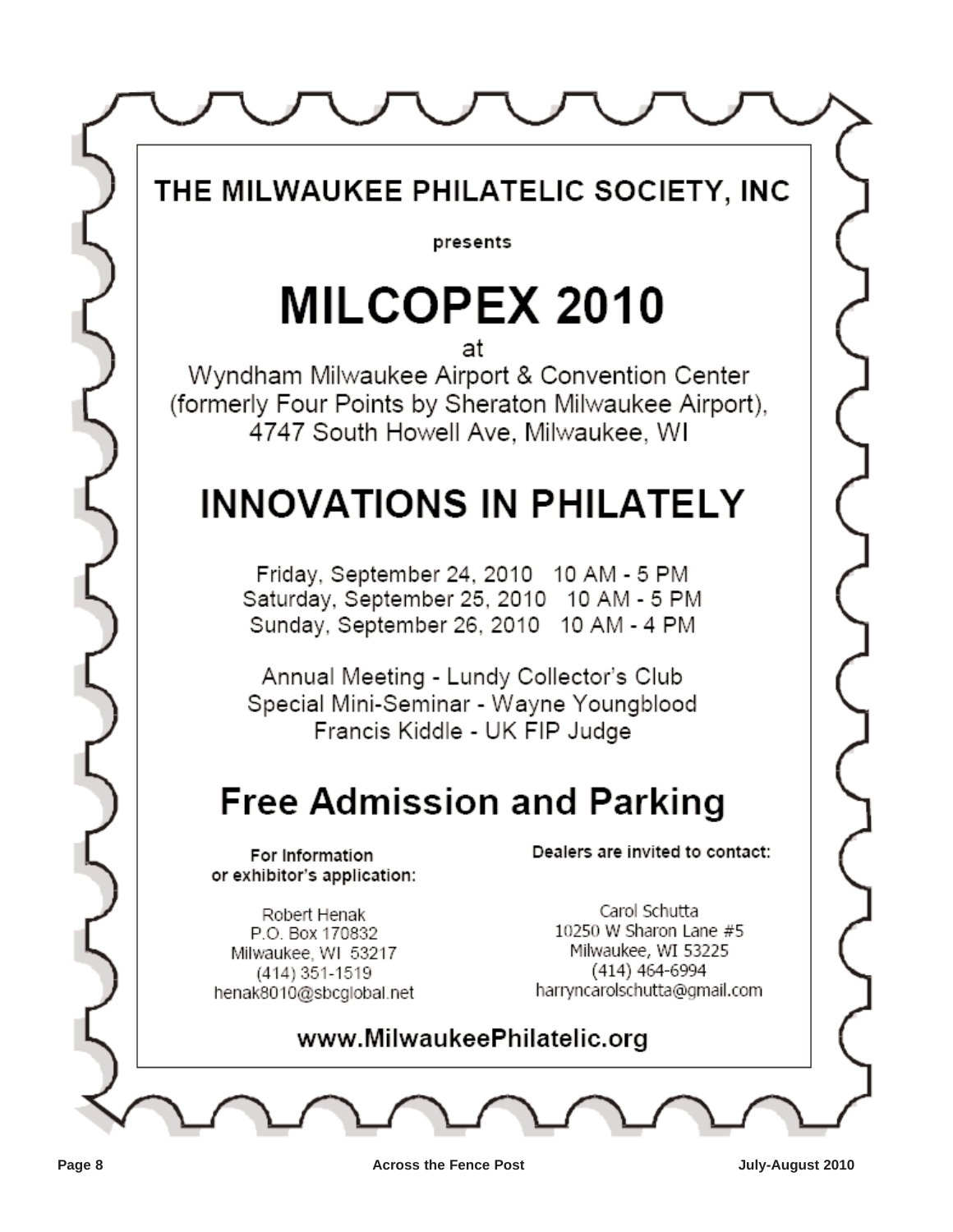# THE MILWAUKEE PHILATELIC SOCIETY, INC

presents

# MILCOPEX 2010

at

Wyndham Milwaukee Airport & Convention Center
(formerly Four Points by Sheraton Milwaukee Airport),
4747 South Howell Ave, Milwaukee, WI

# INNOVATIONS IN PHILATELY

Friday, September 24, 2010 10 AM - 5 PM
Saturday, September 25, 2010 10 AM - 5 PM
Sunday, September 26, 2010 10 AM - 4 PM

Annual Meeting - Lundy Collector's Club
Special Mini-Seminar - Wayne Youngblood
Francis Kiddle - UK FIP Judge

## Free Admission and Parking

**For Information or exhibitor's application:**

Robert Henak
P.O. Box 170832
Milwaukee, WI 53217
(414) 351-1519
henak8010@sbcglobal.net

**Dealers are invited to contact:**

Carol Schutta
10250 W Sharon Lane #5
Milwaukee, WI 53225
(414) 464-6994
harryncarolschutta@gmail.com

**www.MilwaukeePhilatelic.org**